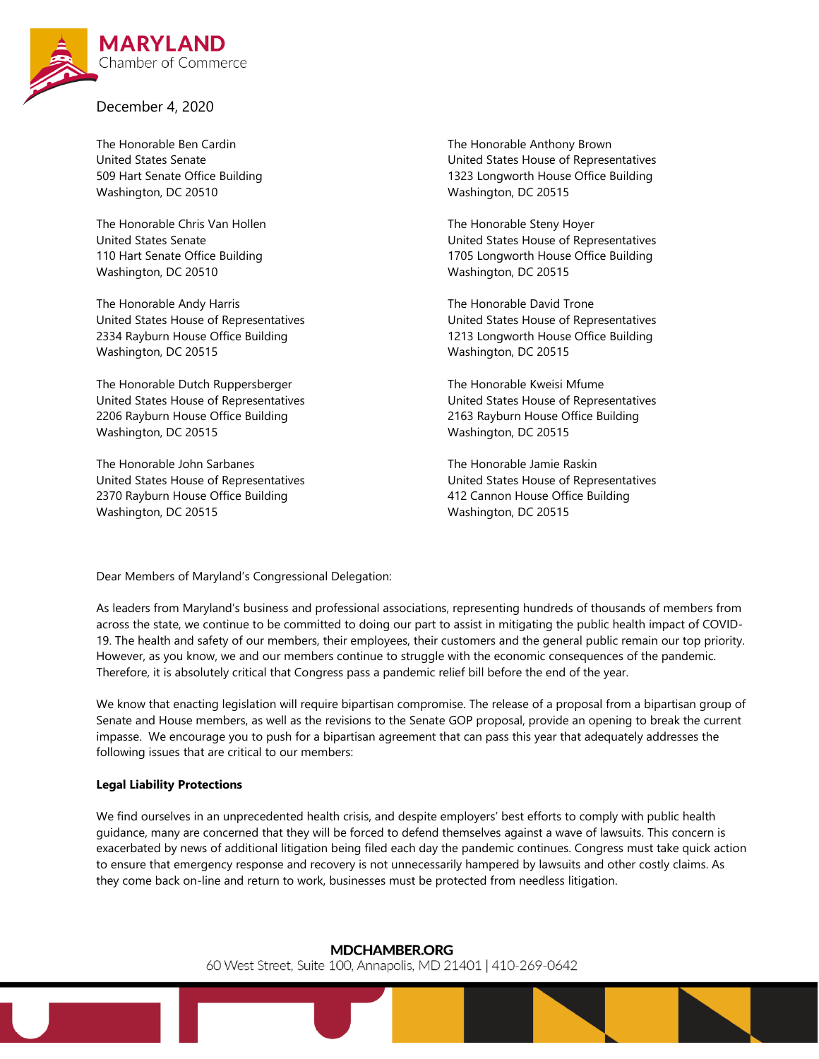**MARYLAND** Chamber of Commerce

December 4, 2020

The Honorable Ben Cardin
United States Senate
509 Hart Senate Office Building
Washington, DC 20510

The Honorable Chris Van Hollen
United States Senate
110 Hart Senate Office Building
Washington, DC 20510

The Honorable Andy Harris
United States House of Representatives
2334 Rayburn House Office Building
Washington, DC 20515

The Honorable Dutch Ruppersberger
United States House of Representatives
2206 Rayburn House Office Building
Washington, DC 20515

The Honorable John Sarbanes
United States House of Representatives
2370 Rayburn House Office Building
Washington, DC 20515

The Honorable Anthony Brown
United States House of Representatives
1323 Longworth House Office Building
Washington, DC 20515

The Honorable Steny Hoyer
United States House of Representatives
1705 Longworth House Office Building
Washington, DC 20515

The Honorable David Trone
United States House of Representatives
1213 Longworth House Office Building
Washington, DC 20515

The Honorable Kweisi Mfume
United States House of Representatives
2163 Rayburn House Office Building
Washington, DC 20515

The Honorable Jamie Raskin
United States House of Representatives
412 Cannon House Office Building
Washington, DC 20515

Dear Members of Maryland's Congressional Delegation:

As leaders from Maryland's business and professional associations, representing hundreds of thousands of members from across the state, we continue to be committed to doing our part to assist in mitigating the public health impact of COVID-19. The health and safety of our members, their employees, their customers and the general public remain our top priority. However, as you know, we and our members continue to struggle with the economic consequences of the pandemic. Therefore, it is absolutely critical that Congress pass a pandemic relief bill before the end of the year.

We know that enacting legislation will require bipartisan compromise. The release of a proposal from a bipartisan group of Senate and House members, as well as the revisions to the Senate GOP proposal, provide an opening to break the current impasse. We encourage you to push for a bipartisan agreement that can pass this year that adequately addresses the following issues that are critical to our members:

**Legal Liability Protections**

We find ourselves in an unprecedented health crisis, and despite employers' best efforts to comply with public health guidance, many are concerned that they will be forced to defend themselves against a wave of lawsuits. This concern is exacerbated by news of additional litigation being filed each day the pandemic continues. Congress must take quick action to ensure that emergency response and recovery is not unnecessarily hampered by lawsuits and other costly claims. As they come back on-line and return to work, businesses must be protected from needless litigation.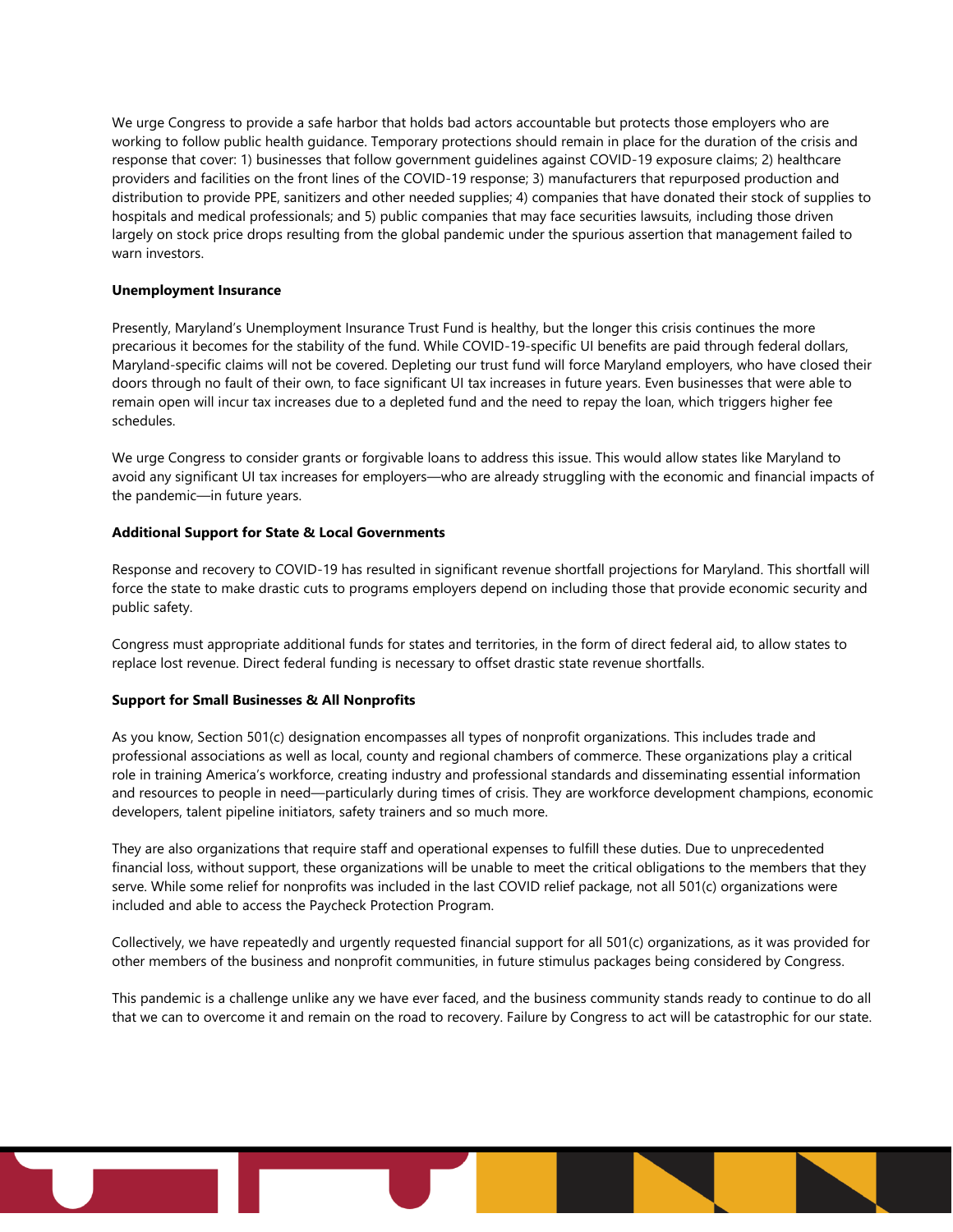We urge Congress to provide a safe harbor that holds bad actors accountable but protects those employers who are working to follow public health guidance. Temporary protections should remain in place for the duration of the crisis and response that cover: 1) businesses that follow government guidelines against COVID-19 exposure claims; 2) healthcare providers and facilities on the front lines of the COVID-19 response; 3) manufacturers that repurposed production and distribution to provide PPE, sanitizers and other needed supplies; 4) companies that have donated their stock of supplies to hospitals and medical professionals; and 5) public companies that may face securities lawsuits, including those driven largely on stock price drops resulting from the global pandemic under the spurious assertion that management failed to warn investors.

**Unemployment Insurance**

Presently, Maryland's Unemployment Insurance Trust Fund is healthy, but the longer this crisis continues the more precarious it becomes for the stability of the fund. While COVID-19-specific UI benefits are paid through federal dollars, Maryland-specific claims will not be covered. Depleting our trust fund will force Maryland employers, who have closed their doors through no fault of their own, to face significant UI tax increases in future years. Even businesses that were able to remain open will incur tax increases due to a depleted fund and the need to repay the loan, which triggers higher fee schedules.

We urge Congress to consider grants or forgivable loans to address this issue. This would allow states like Maryland to avoid any significant UI tax increases for employers—who are already struggling with the economic and financial impacts of the pandemic—in future years.

**Additional Support for State & Local Governments**

Response and recovery to COVID-19 has resulted in significant revenue shortfall projections for Maryland. This shortfall will force the state to make drastic cuts to programs employers depend on including those that provide economic security and public safety.

Congress must appropriate additional funds for states and territories, in the form of direct federal aid, to allow states to replace lost revenue. Direct federal funding is necessary to offset drastic state revenue shortfalls.

**Support for Small Businesses & All Nonprofits**

As you know, Section 501(c) designation encompasses all types of nonprofit organizations. This includes trade and professional associations as well as local, county and regional chambers of commerce. These organizations play a critical role in training America's workforce, creating industry and professional standards and disseminating essential information and resources to people in need—particularly during times of crisis. They are workforce development champions, economic developers, talent pipeline initiators, safety trainers and so much more.

They are also organizations that require staff and operational expenses to fulfill these duties. Due to unprecedented financial loss, without support, these organizations will be unable to meet the critical obligations to the members that they serve. While some relief for nonprofits was included in the last COVID relief package, not all 501(c) organizations were included and able to access the Paycheck Protection Program.

Collectively, we have repeatedly and urgently requested financial support for all 501(c) organizations, as it was provided for other members of the business and nonprofit communities, in future stimulus packages being considered by Congress.

This pandemic is a challenge unlike any we have ever faced, and the business community stands ready to continue to do all that we can to overcome it and remain on the road to recovery. Failure by Congress to act will be catastrophic for our state.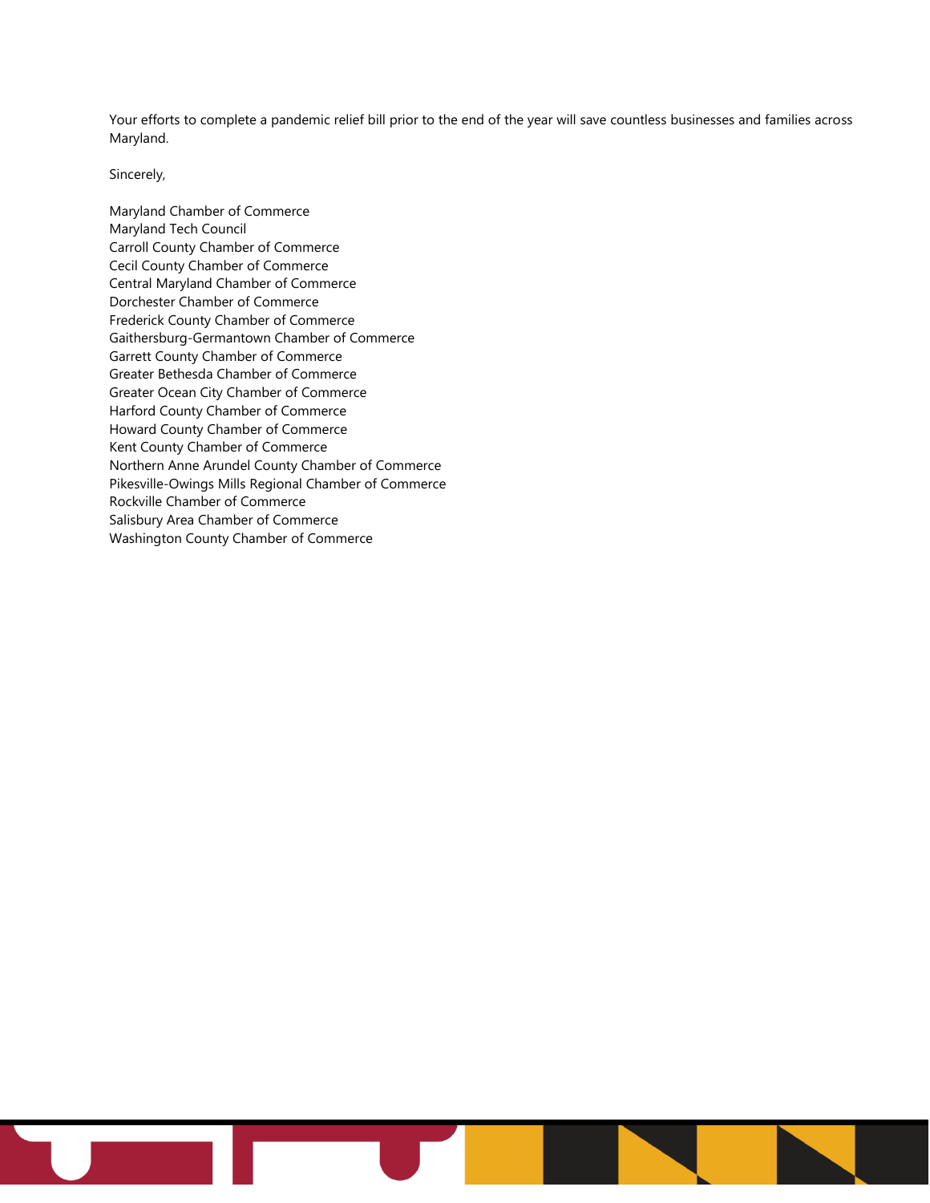Your efforts to complete a pandemic relief bill prior to the end of the year will save countless businesses and families across Maryland.

Sincerely,

Maryland Chamber of Commerce
Maryland Tech Council
Carroll County Chamber of Commerce
Cecil County Chamber of Commerce
Central Maryland Chamber of Commerce
Dorchester Chamber of Commerce
Frederick County Chamber of Commerce
Gaithersburg-Germantown Chamber of Commerce
Garrett County Chamber of Commerce
Greater Bethesda Chamber of Commerce
Greater Ocean City Chamber of Commerce
Harford County Chamber of Commerce
Howard County Chamber of Commerce
Kent County Chamber of Commerce
Northern Anne Arundel County Chamber of Commerce
Pikesville-Owings Mills Regional Chamber of Commerce
Rockville Chamber of Commerce
Salisbury Area Chamber of Commerce
Washington County Chamber of Commerce